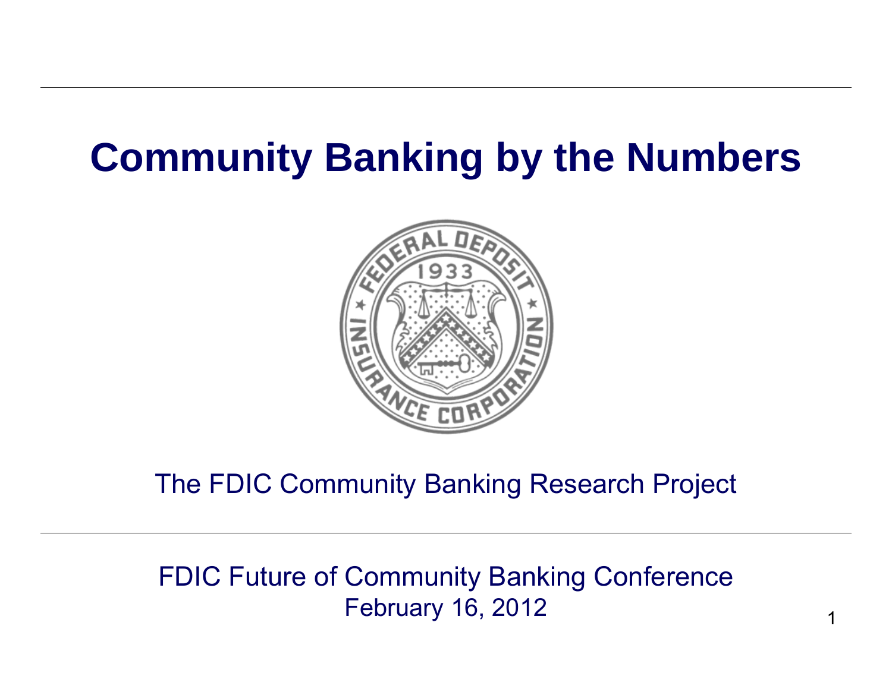# Community Banking by the Numbers

The FDIC Community Banking Research Project

FDIC Future of Community Banking Conference
February 16, 2012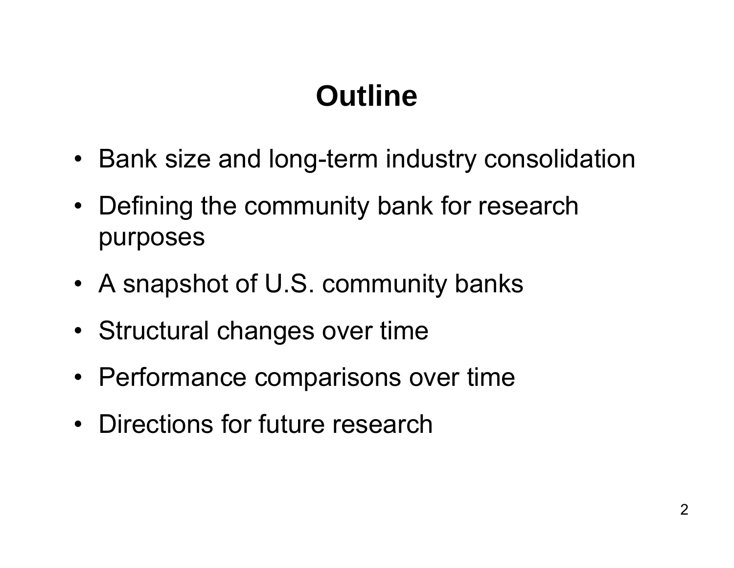# Outline

- Bank size and long-term industry consolidation
- Defining the community bank for research purposes
- A snapshot of U.S. community banks
- Structural changes over time
- Performance comparisons over time
- Directions for future research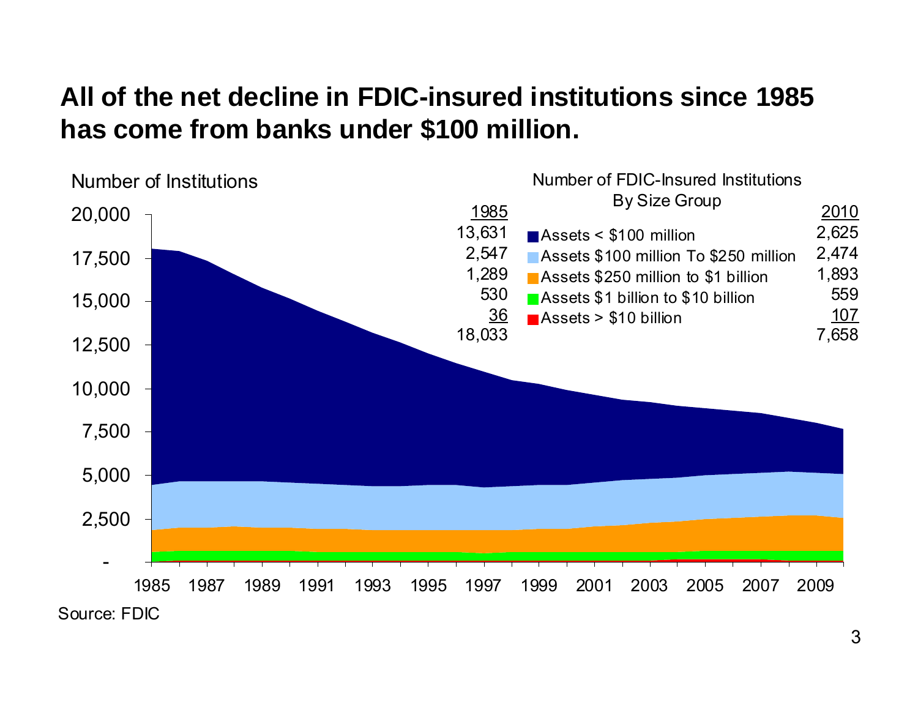# All of the net decline in FDIC-insured institutions since 1985 has come from banks under $100 million.

Number of FDIC-Insured Institutions By Size Group

| 1985 | Size Group | 2010 |
|---|---|---|
| 13,631 | Assets < $100 million | 2,625 |
| 2,547 | Assets $100 million To $250 million | 2,474 |
| 1,289 | Assets $250 million to $1 billion | 1,893 |
| 530 | Assets $1 billion to $10 billion | 559 |
| 36 | Assets > $10 billion | 107 |
| 18,033 | | 7,658 |

Number of Institutions

Source: FDIC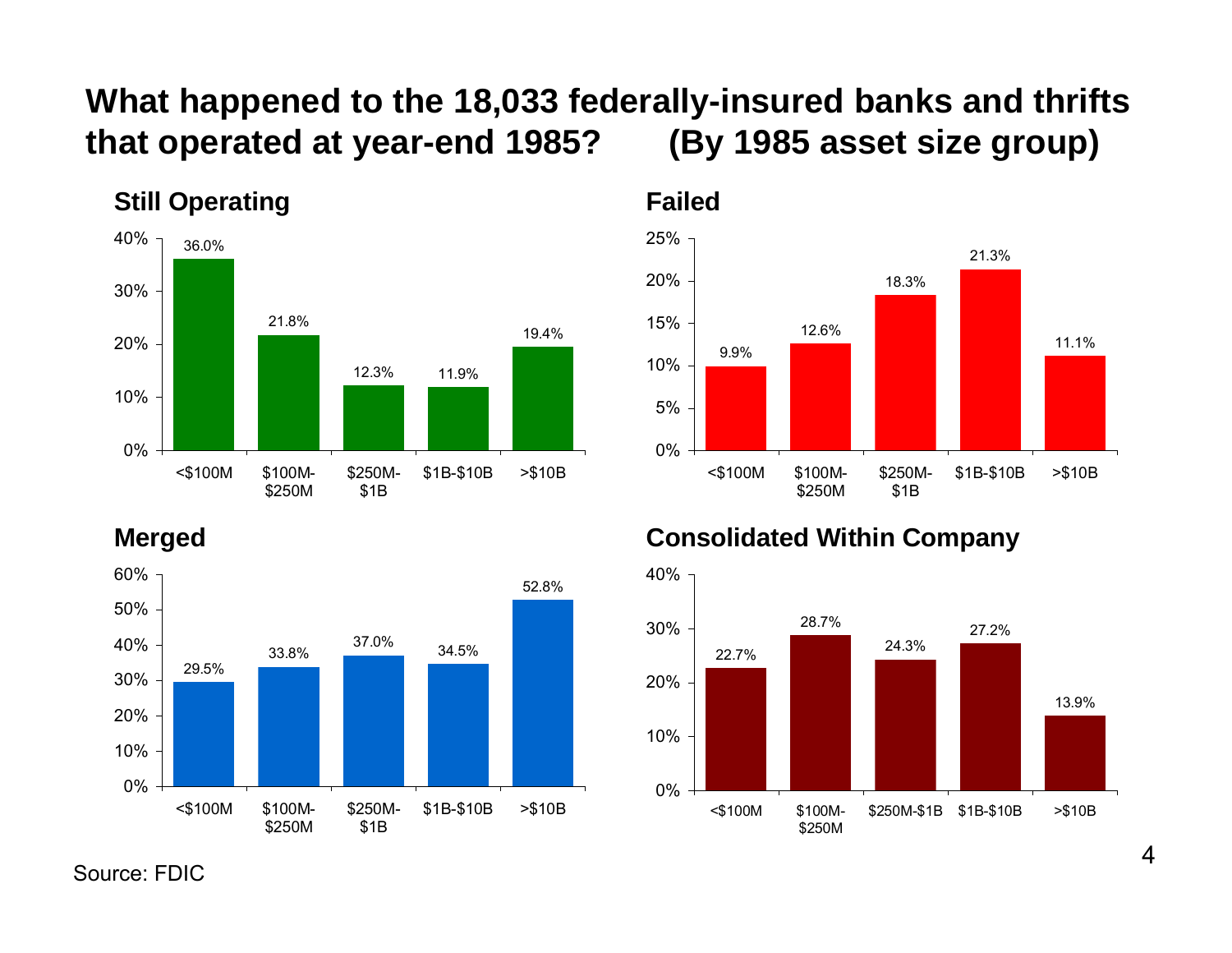# What happened to the 18,033 federally-insured banks and thrifts that operated at year-end 1985? (By 1985 asset size group)

## Still Operating

| Asset size | Percent |
|---|---|
| <$100M | 36.0% |
| $100M-$250M | 21.8% |
| $250M-$1B | 12.3% |
| $1B-$10B | 11.9% |
| >$10B | 19.4% |

## Failed

| Asset size | Percent |
|---|---|
| <$100M | 9.9% |
| $100M-$250M | 12.6% |
| $250M-$1B | 18.3% |
| $1B-$10B | 21.3% |
| >$10B | 11.1% |

## Merged

| Asset size | Percent |
|---|---|
| <$100M | 29.5% |
| $100M-$250M | 33.8% |
| $250M-$1B | 37.0% |
| $1B-$10B | 34.5% |
| >$10B | 52.8% |

## Consolidated Within Company

| Asset size | Percent |
|---|---|
| <$100M | 22.7% |
| $100M-$250M | 28.7% |
| $250M-$1B | 24.3% |
| $1B-$10B | 27.2% |
| >$10B | 13.9% |

Source: FDIC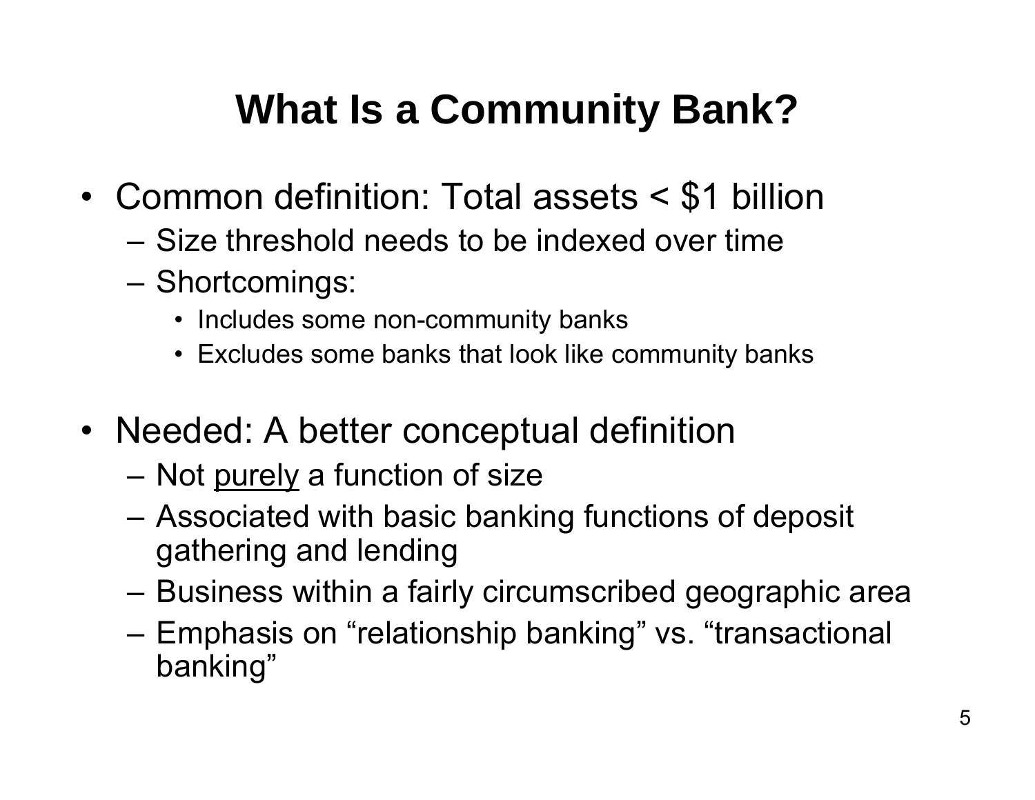# What Is a Community Bank?

- Common definition: Total assets < $1 billion
  - Size threshold needs to be indexed over time
  - Shortcomings:
    - Includes some non-community banks
    - Excludes some banks that look like community banks
- Needed: A better conceptual definition
  - Not <u>purely</u> a function of size
  - Associated with basic banking functions of deposit gathering and lending
  - Business within a fairly circumscribed geographic area
  - Emphasis on "relationship banking" vs. "transactional banking"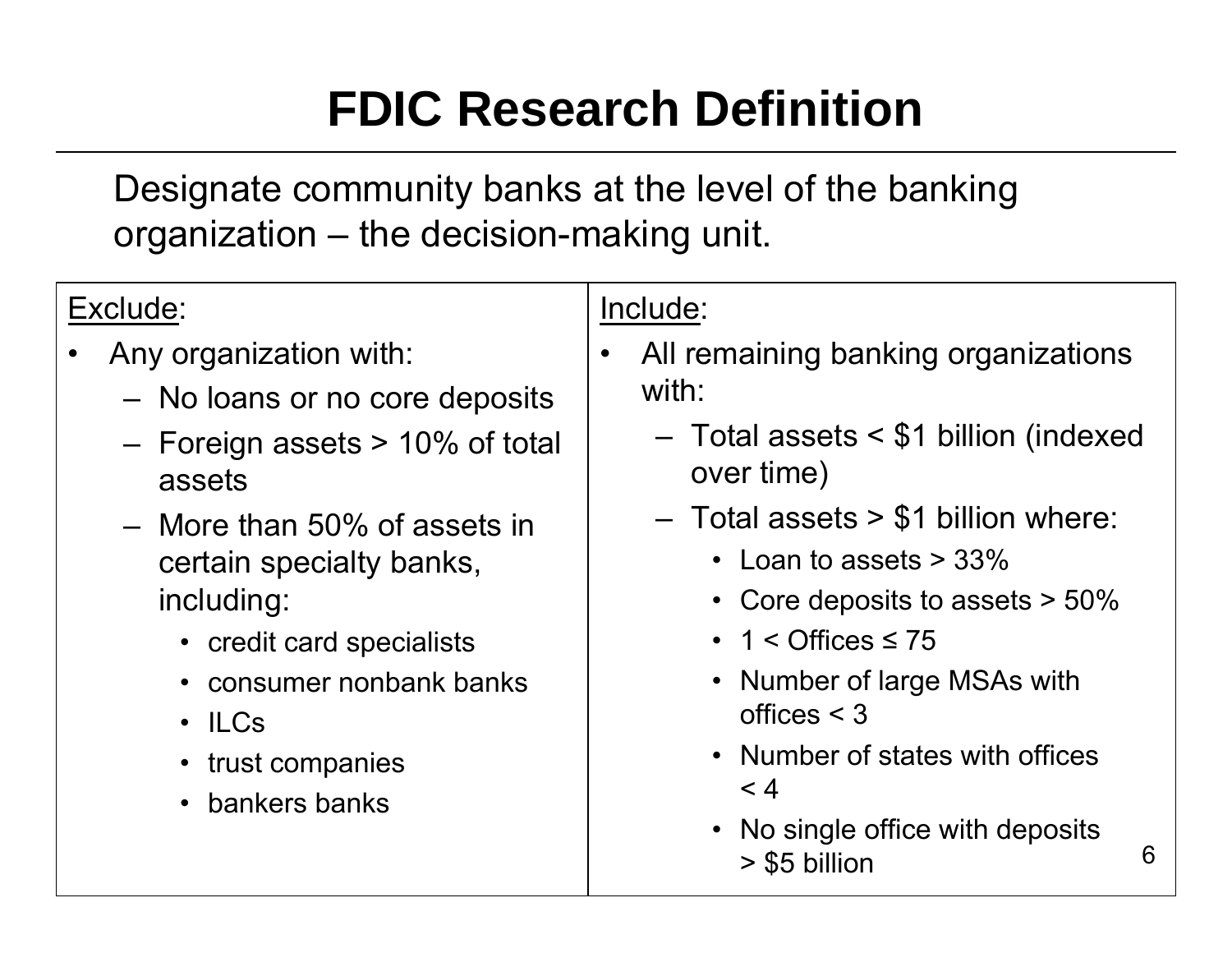# FDIC Research Definition

Designate community banks at the level of the banking organization – the decision-making unit.

| Exclude: | Include: |
|---|---|
| • Any organization with:<br>– No loans or no core deposits<br>– Foreign assets > 10% of total assets<br>– More than 50% of assets in certain specialty banks, including:<br>• credit card specialists<br>• consumer nonbank banks<br>• ILCs<br>• trust companies<br>• bankers banks | • All remaining banking organizations with:<br>– Total assets < $1 billion (indexed over time)<br>– Total assets > $1 billion where:<br>• Loan to assets > 33%<br>• Core deposits to assets > 50%<br>• 1 < Offices ≤ 75<br>• Number of large MSAs with offices < 3<br>• Number of states with offices < 4<br>• No single office with deposits > $5 billion |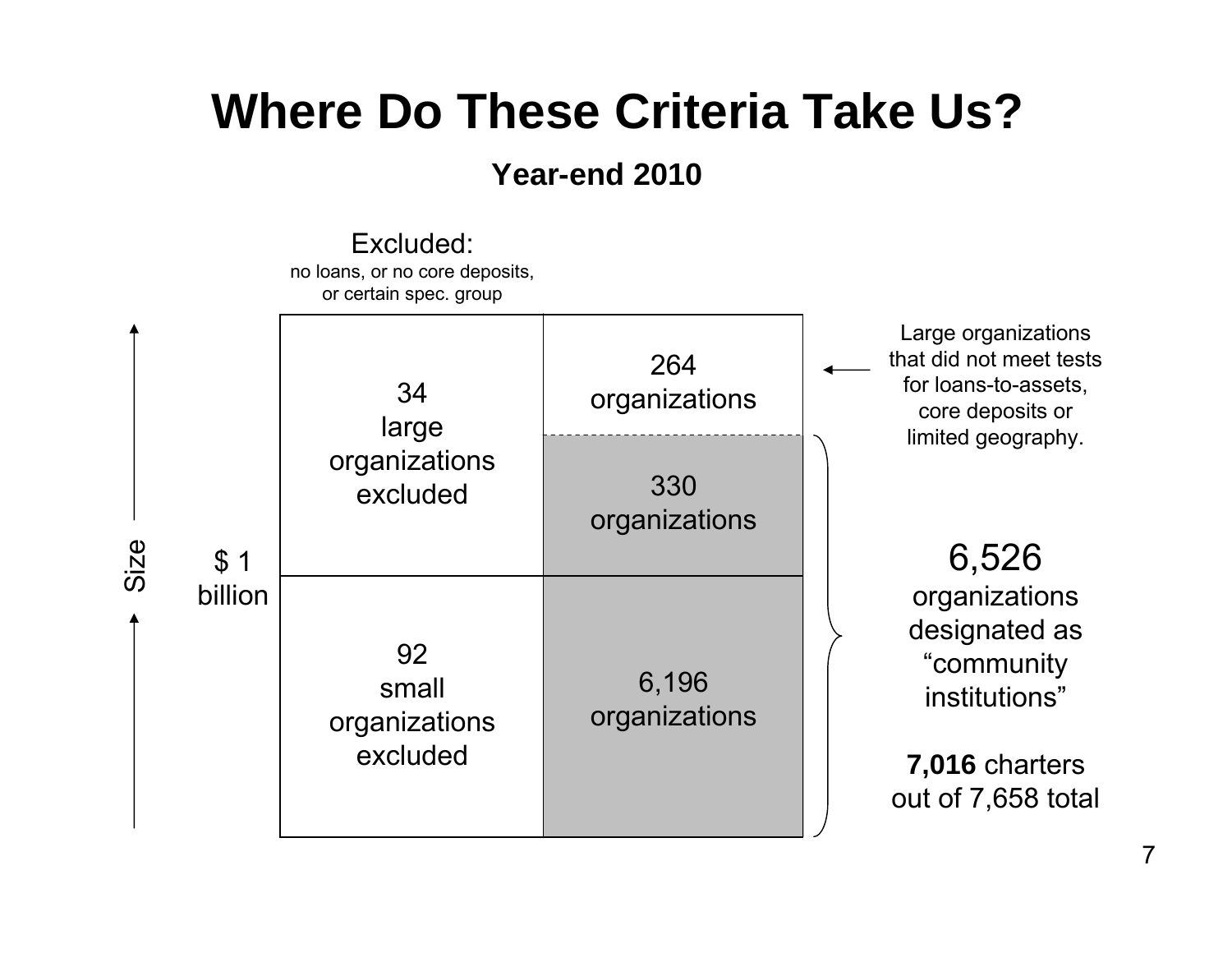# Where Do These Criteria Take Us?

**Year-end 2010**

Excluded:
no loans, or no core deposits, or certain spec. group

| Size | Excluded | Included |
|---|---|---|
| Above $1 billion | 34 large organizations excluded | 264 organizations |
| | | 330 organizations |
| Below $1 billion | 92 small organizations excluded | 6,196 organizations |

264 organizations: Large organizations that did not meet tests for loans-to-assets, core deposits or limited geography.

330 organizations + 6,196 organizations: 6,526 organizations designated as "community institutions"

**7,016** charters out of 7,658 total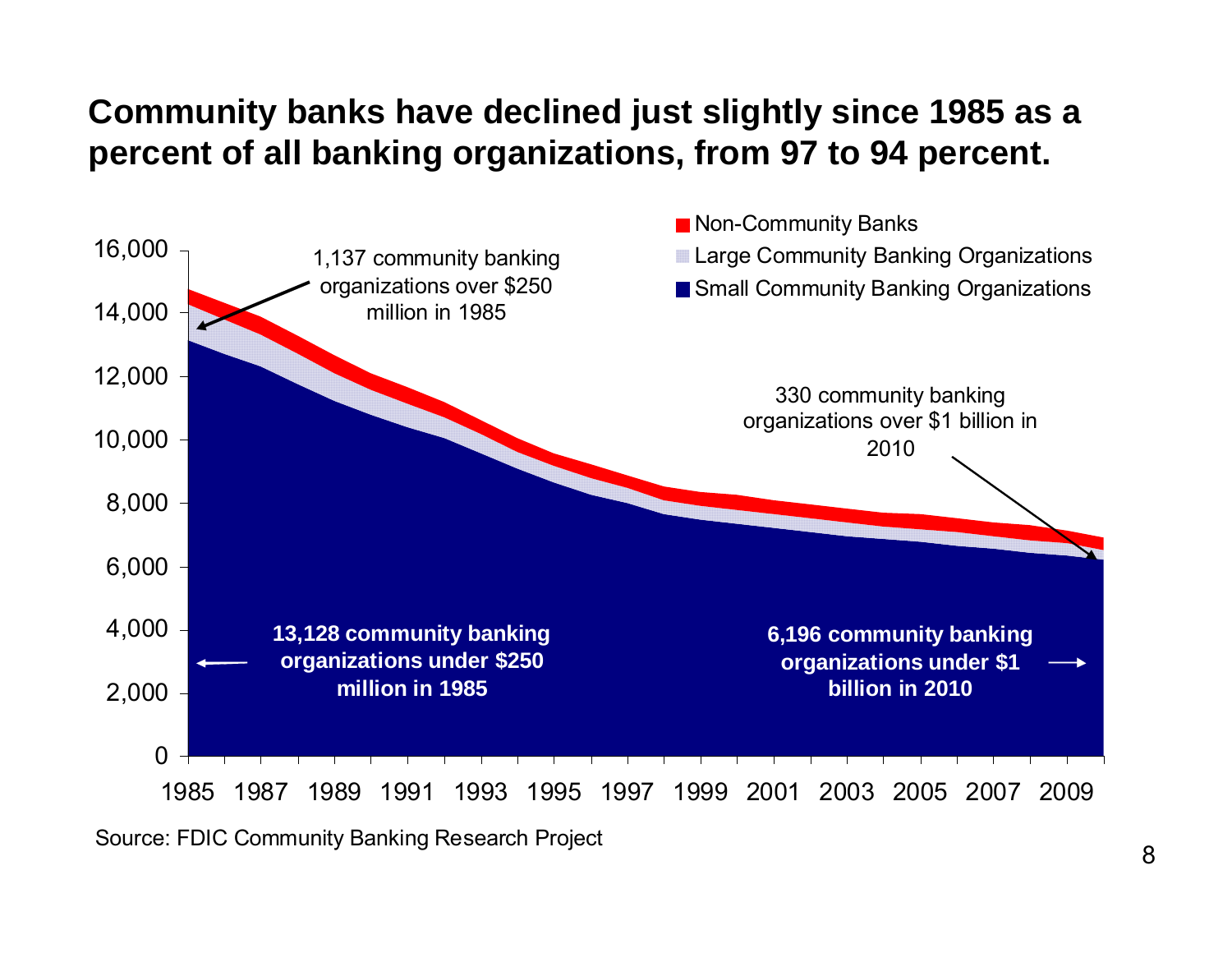# Community banks have declined just slightly since 1985 as a percent of all banking organizations, from 97 to 94 percent.

Non-Community Banks

Large Community Banking Organizations

Small Community Banking Organizations

1,137 community banking organizations over $250 million in 1985

330 community banking organizations over $1 billion in 2010

**13,128 community banking organizations under $250 million in 1985**

**6,196 community banking organizations under $1 billion in 2010**

16,000
14,000
12,000
10,000
8,000
6,000
4,000
2,000
0

1985 1987 1989 1991 1993 1995 1997 1999 2001 2003 2005 2007 2009

Source: FDIC Community Banking Research Project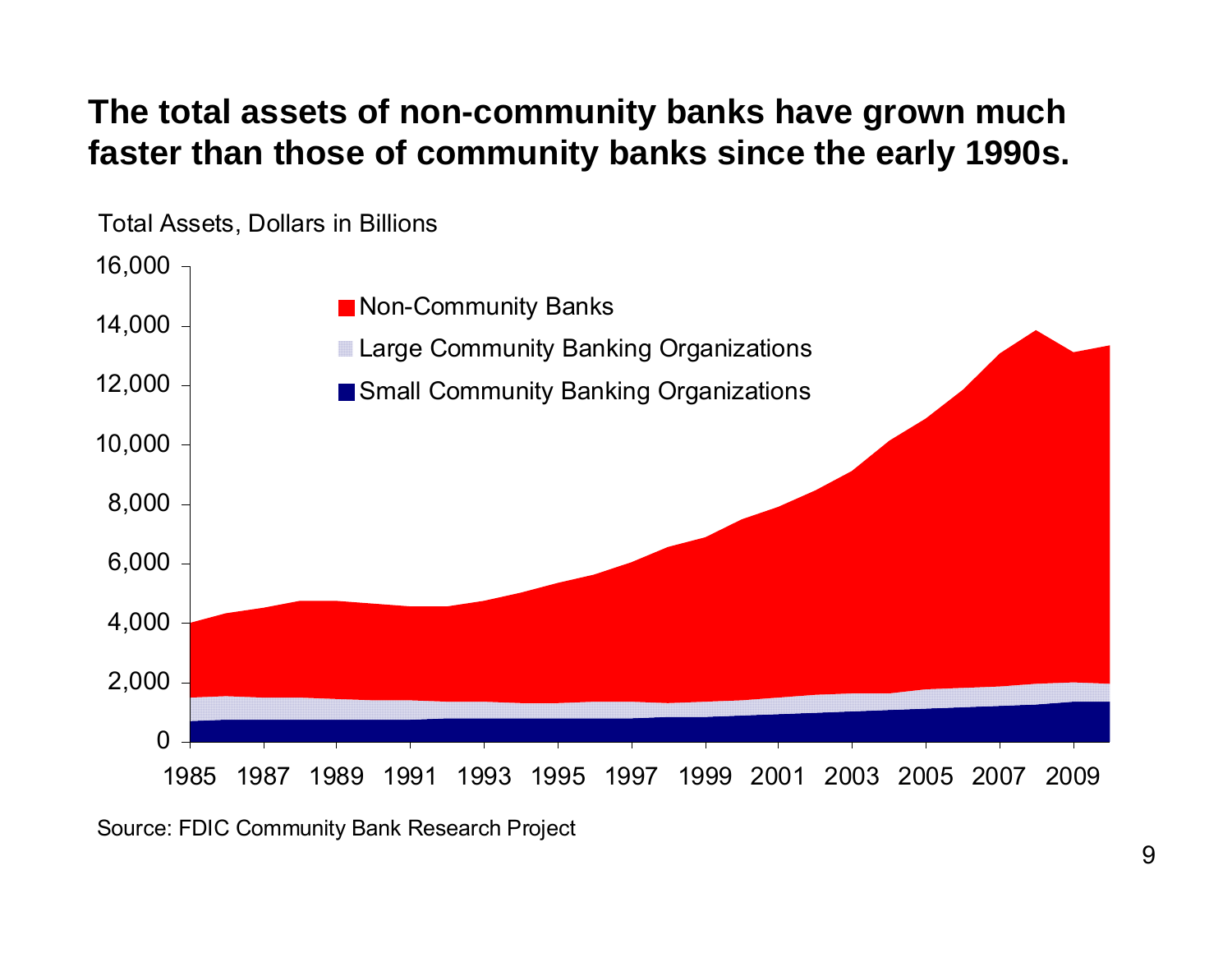# The total assets of non-community banks have grown much faster than those of community banks since the early 1990s.

Total Assets, Dollars in Billions

- Non-Community Banks
- Large Community Banking Organizations
- Small Community Banking Organizations

Source: FDIC Community Bank Research Project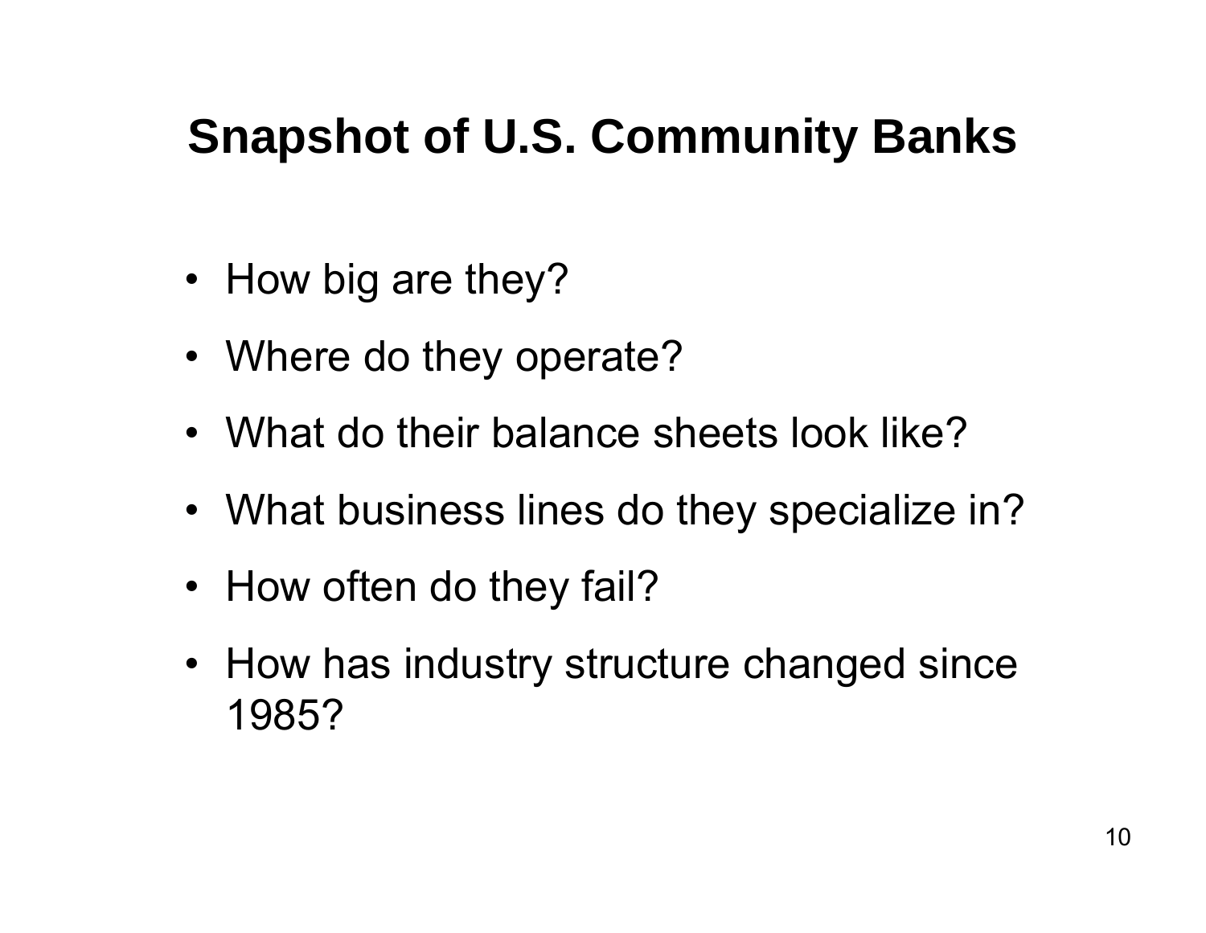# Snapshot of U.S. Community Banks

- How big are they?
- Where do they operate?
- What do their balance sheets look like?
- What business lines do they specialize in?
- How often do they fail?
- How has industry structure changed since 1985?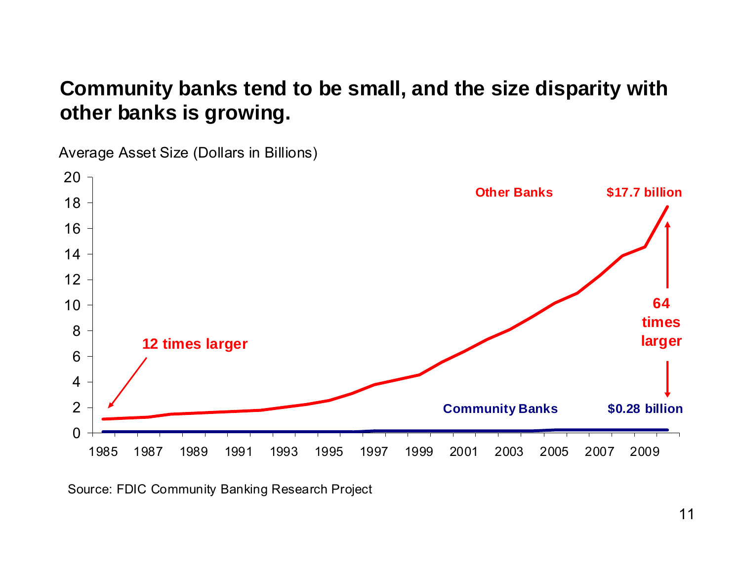## Community banks tend to be small, and the size disparity with other banks is growing.

Average Asset Size (Dollars in Billions)

Other Banks — $17.7 billion

Community Banks — $0.28 billion

12 times larger

64 times larger

Source: FDIC Community Banking Research Project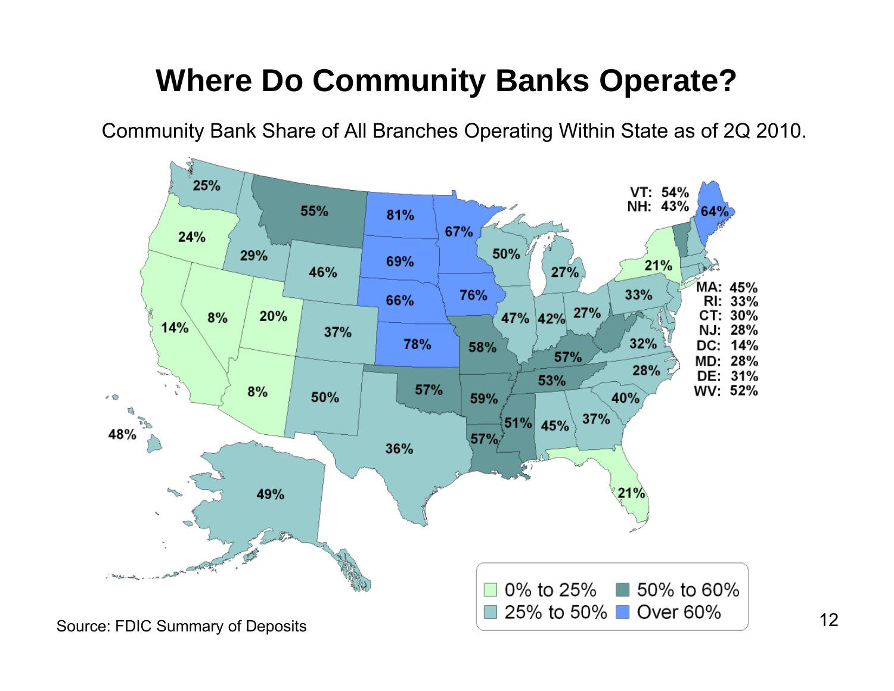# Where Do Community Banks Operate?

Community Bank Share of All Branches Operating Within State as of 2Q 2010.

| State | Share |
|---|---|
| WA | 25% |
| OR | 24% |
| CA | 14% |
| NV | 8% |
| ID | 29% |
| UT | 20% |
| AZ | 8% |
| MT | 55% |
| WY | 46% |
| CO | 37% |
| NM | 50% |
| ND | 81% |
| SD | 69% |
| NE | 66% |
| KS | 78% |
| OK | 57% |
| TX | 36% |
| MN | 67% |
| IA | 76% |
| MO | 58% |
| AR | 59% |
| LA | 57% |
| WI | 50% |
| IL | 47% |
| MI | 27% |
| IN | 42% |
| OH | 27% |
| KY | 57% |
| TN | 53% |
| MS | 51% |
| AL | 45% |
| GA | 37% |
| FL | 21% |
| SC | 40% |
| NC | 28% |
| VA | 32% |
| PA | 33% |
| NY | 21% |
| ME | 64% |
| VT | 54% |
| NH | 43% |
| MA | 45% |
| RI | 33% |
| CT | 30% |
| NJ | 28% |
| DC | 14% |
| MD | 28% |
| DE | 31% |
| WV | 52% |
| AK | 49% |
| HI | 48% |

Legend: 0% to 25%; 25% to 50%; 50% to 60%; Over 60%

Source: FDIC Summary of Deposits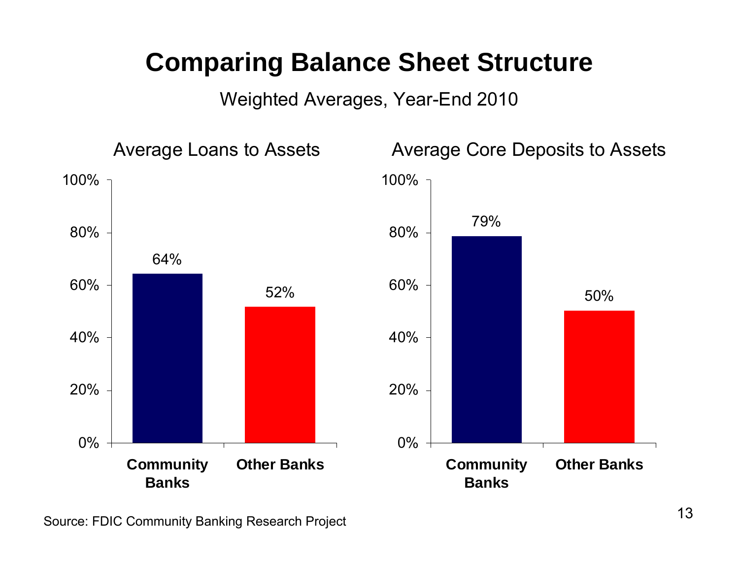# Comparing Balance Sheet Structure

Weighted Averages, Year-End 2010

## Average Loans to Assets

| | Community Banks | Other Banks |
|---|---|---|
| Average Loans to Assets | 64% | 52% |

## Average Core Deposits to Assets

| | Community Banks | Other Banks |
|---|---|---|
| Average Core Deposits to Assets | 79% | 50% |

Source: FDIC Community Banking Research Project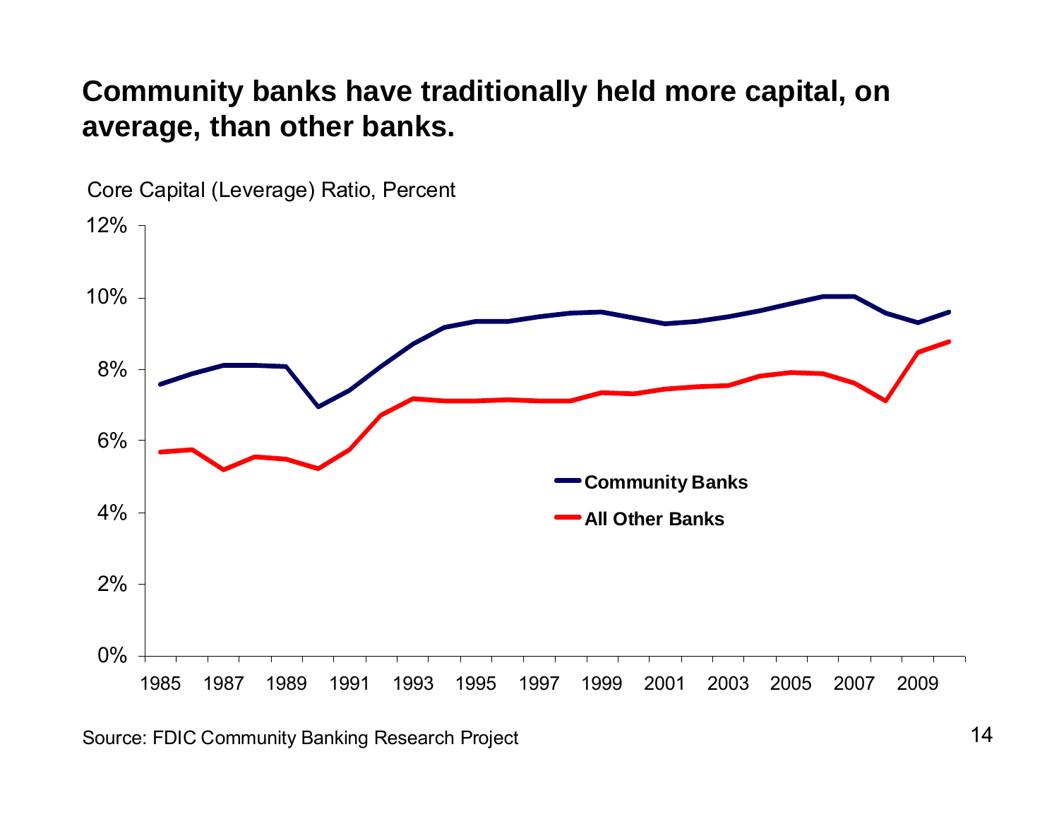## Community banks have traditionally held more capital, on average, than other banks.

Core Capital (Leverage) Ratio, Percent

Legend: Community Banks; All Other Banks

Y-axis: 0%, 2%, 4%, 6%, 8%, 10%, 12%

X-axis: 1985, 1987, 1989, 1991, 1993, 1995, 1997, 1999, 2001, 2003, 2005, 2007, 2009

Source: FDIC Community Banking Research Project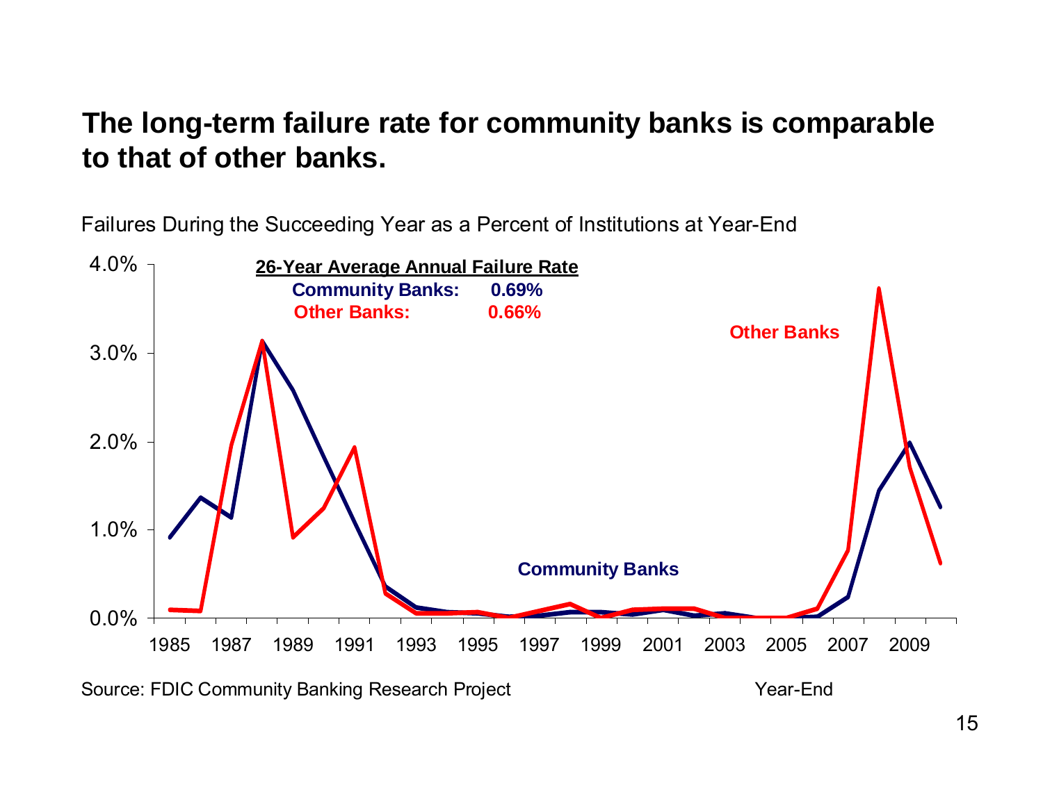## The long-term failure rate for community banks is comparable to that of other banks.

Failures During the Succeeding Year as a Percent of Institutions at Year-End

**26-Year Average Annual Failure Rate**

**Community Banks: 0.69%**

**Other Banks: 0.66%**

**Other Banks**

**Community Banks**

4.0%
3.0%
2.0%
1.0%
0.0%

1985 1987 1989 1991 1993 1995 1997 1999 2001 2003 2005 2007 2009

Year-End

Source: FDIC Community Banking Research Project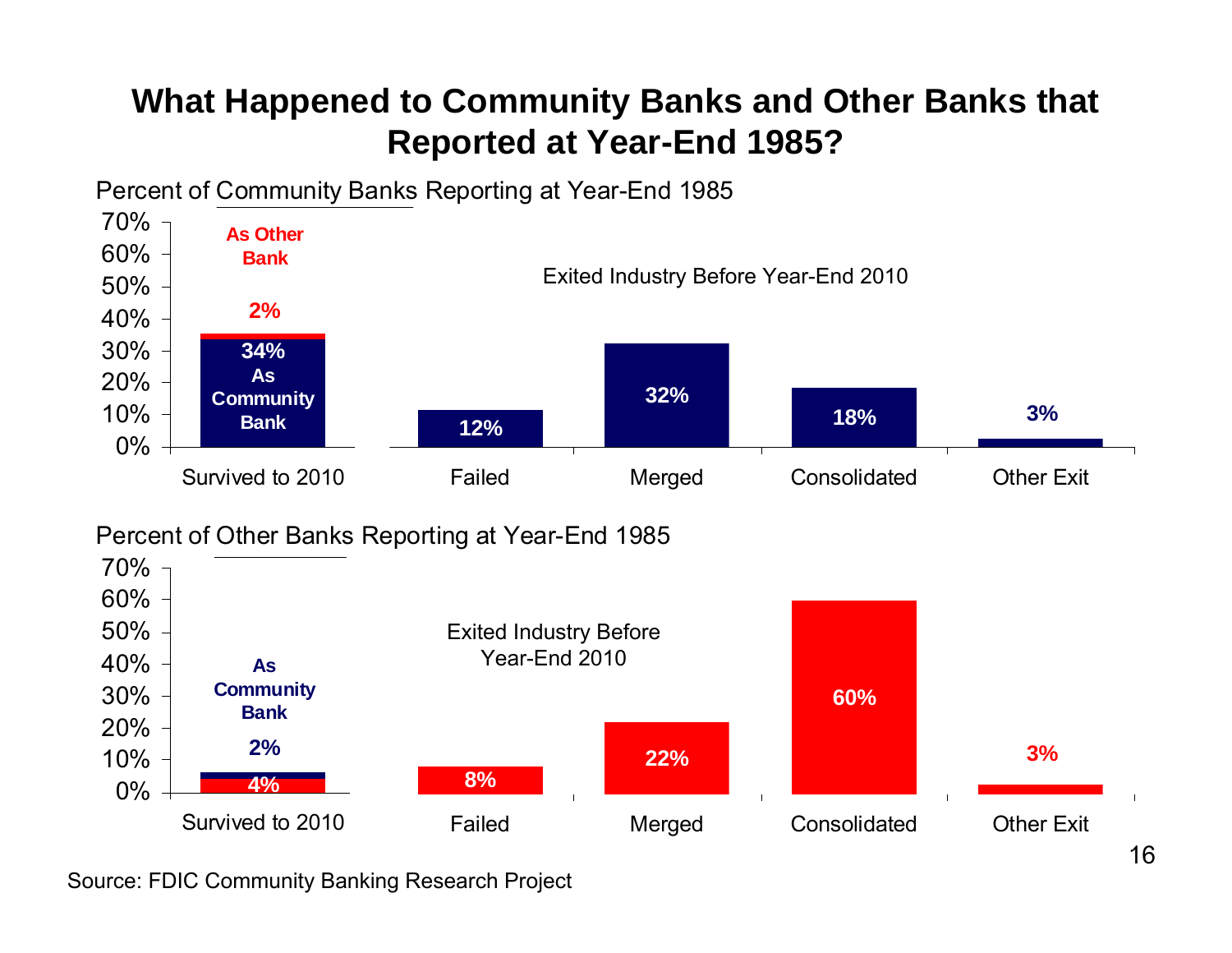# What Happened to Community Banks and Other Banks that Reported at Year-End 1985?

Percent of Community Banks Reporting at Year-End 1985

| | Survived to 2010 | Failed | Merged | Consolidated | Other Exit |
|---|---|---|---|---|---|
| As Community Bank | 34% | | | | |
| As Other Bank | 2% | | | | |
| Exited Industry Before Year-End 2010 | | 12% | 32% | 18% | 3% |

Percent of Other Banks Reporting at Year-End 1985

| | Survived to 2010 | Failed | Merged | Consolidated | Other Exit |
|---|---|---|---|---|---|
| As Community Bank | 2% | | | | |
| As Other Bank | 4% | | | | |
| Exited Industry Before Year-End 2010 | | 8% | 22% | 60% | 3% |

Source: FDIC Community Banking Research Project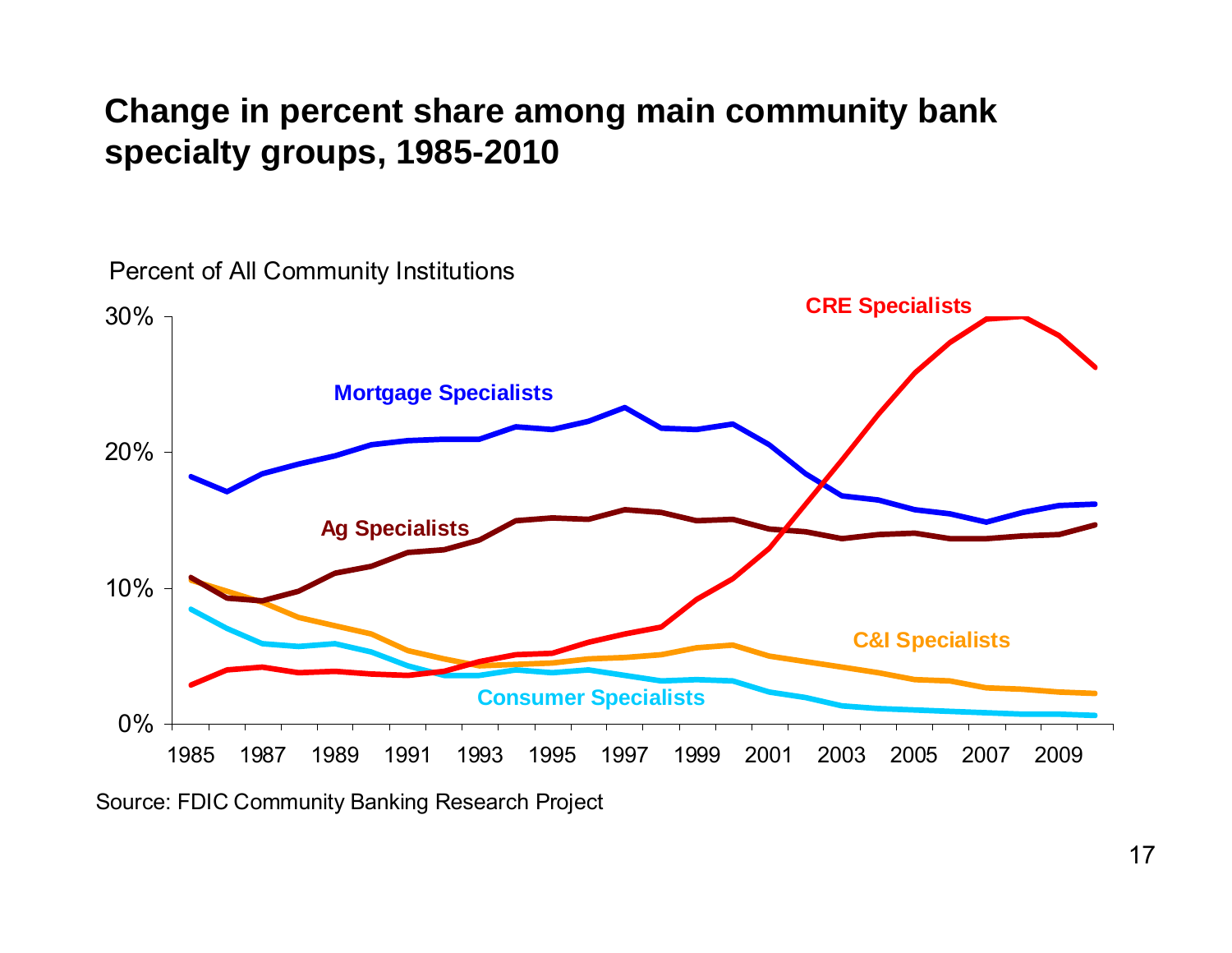# Change in percent share among main community bank specialty groups, 1985-2010

Percent of All Community Institutions

CRE Specialists

Mortgage Specialists

Ag Specialists

C&I Specialists

Consumer Specialists

30%
20%
10%
0%

1985 1987 1989 1991 1993 1995 1997 1999 2001 2003 2005 2007 2009

Source: FDIC Community Banking Research Project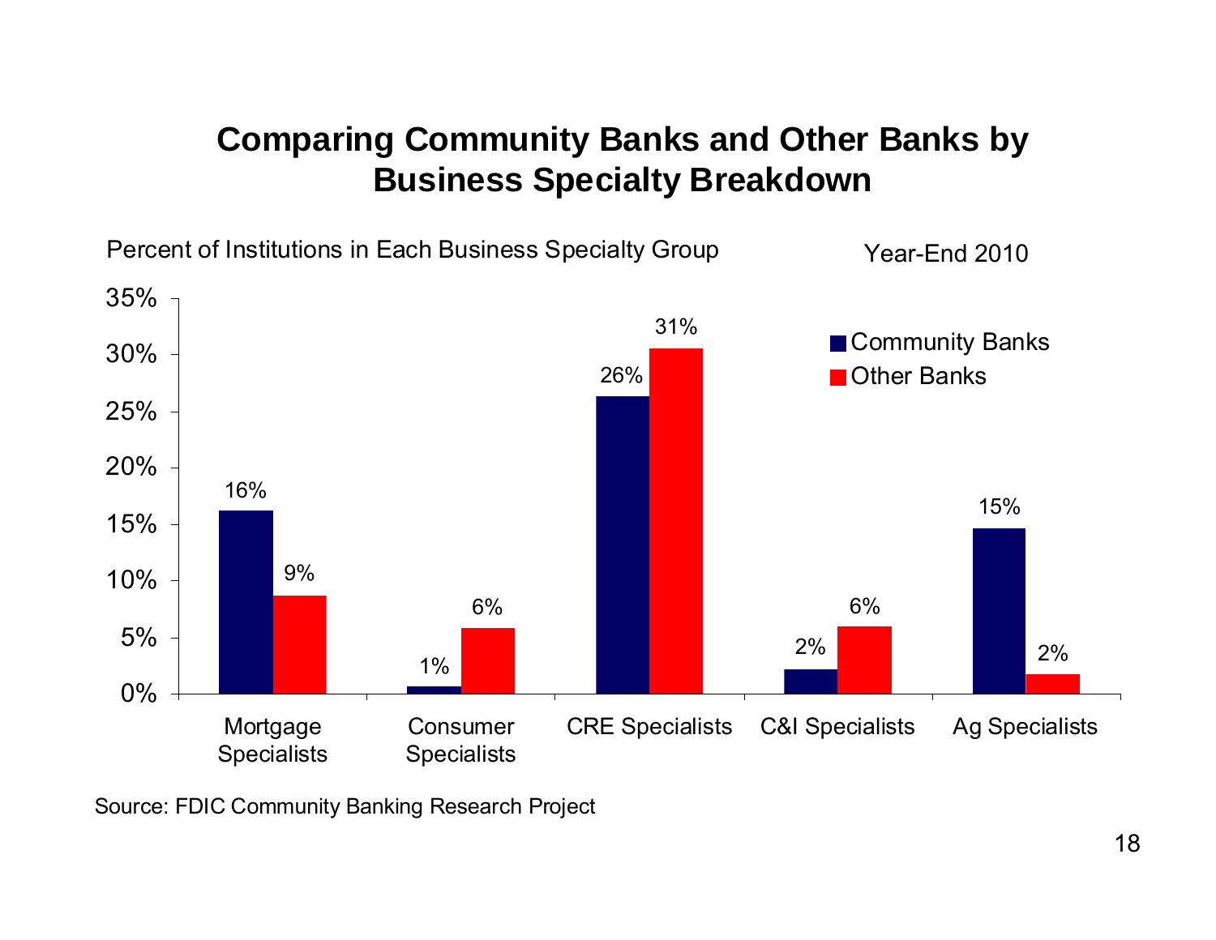# Comparing Community Banks and Other Banks by Business Specialty Breakdown

Percent of Institutions in Each Business Specialty Group

Year-End 2010

| | Community Banks | Other Banks |
|---|---|---|
| Mortgage Specialists | 16% | 9% |
| Consumer Specialists | 1% | 6% |
| CRE Specialists | 26% | 31% |
| C&I Specialists | 2% | 6% |
| Ag Specialists | 15% | 2% |

Source: FDIC Community Banking Research Project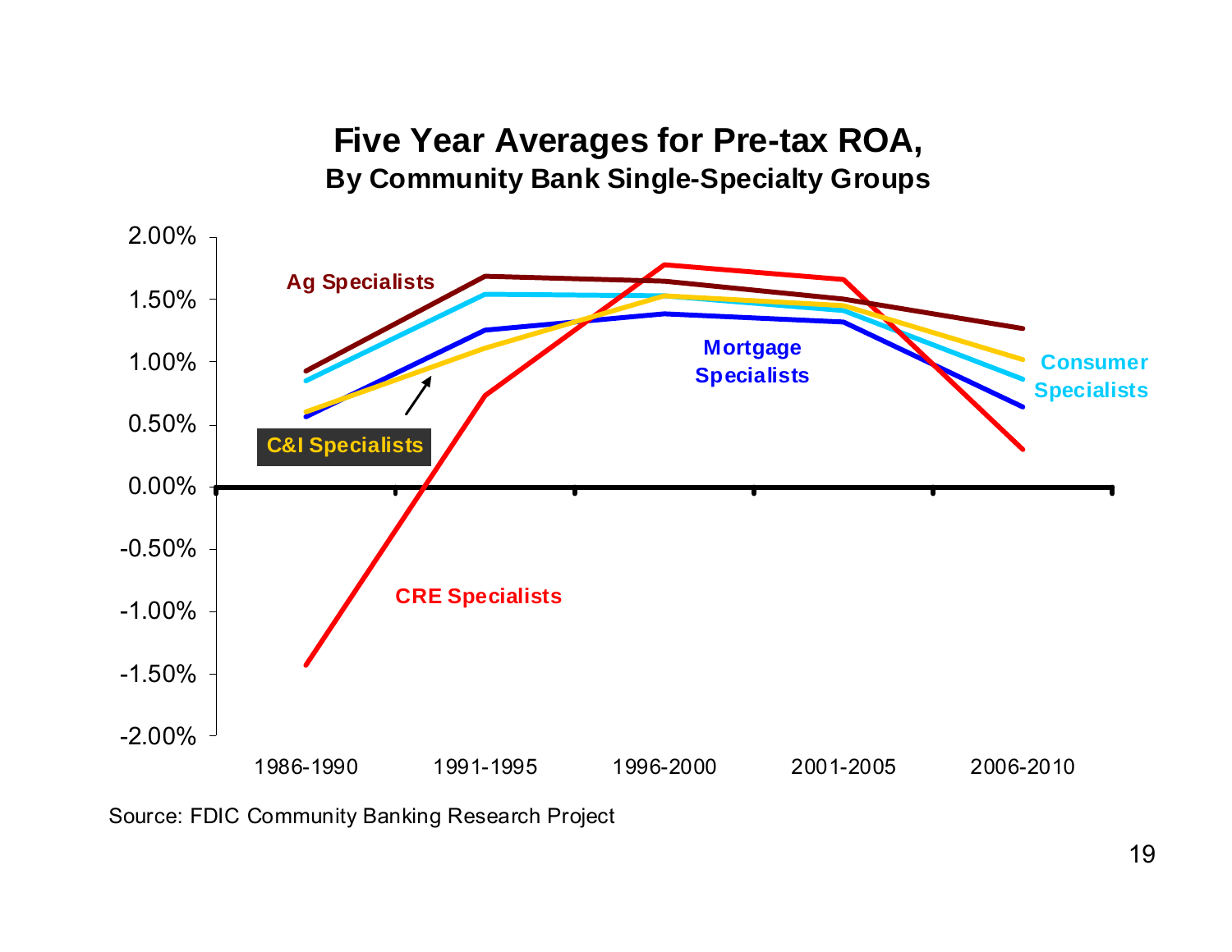## Five Year Averages for Pre-tax ROA,

### By Community Bank Single-Specialty Groups

Source: FDIC Community Banking Research Project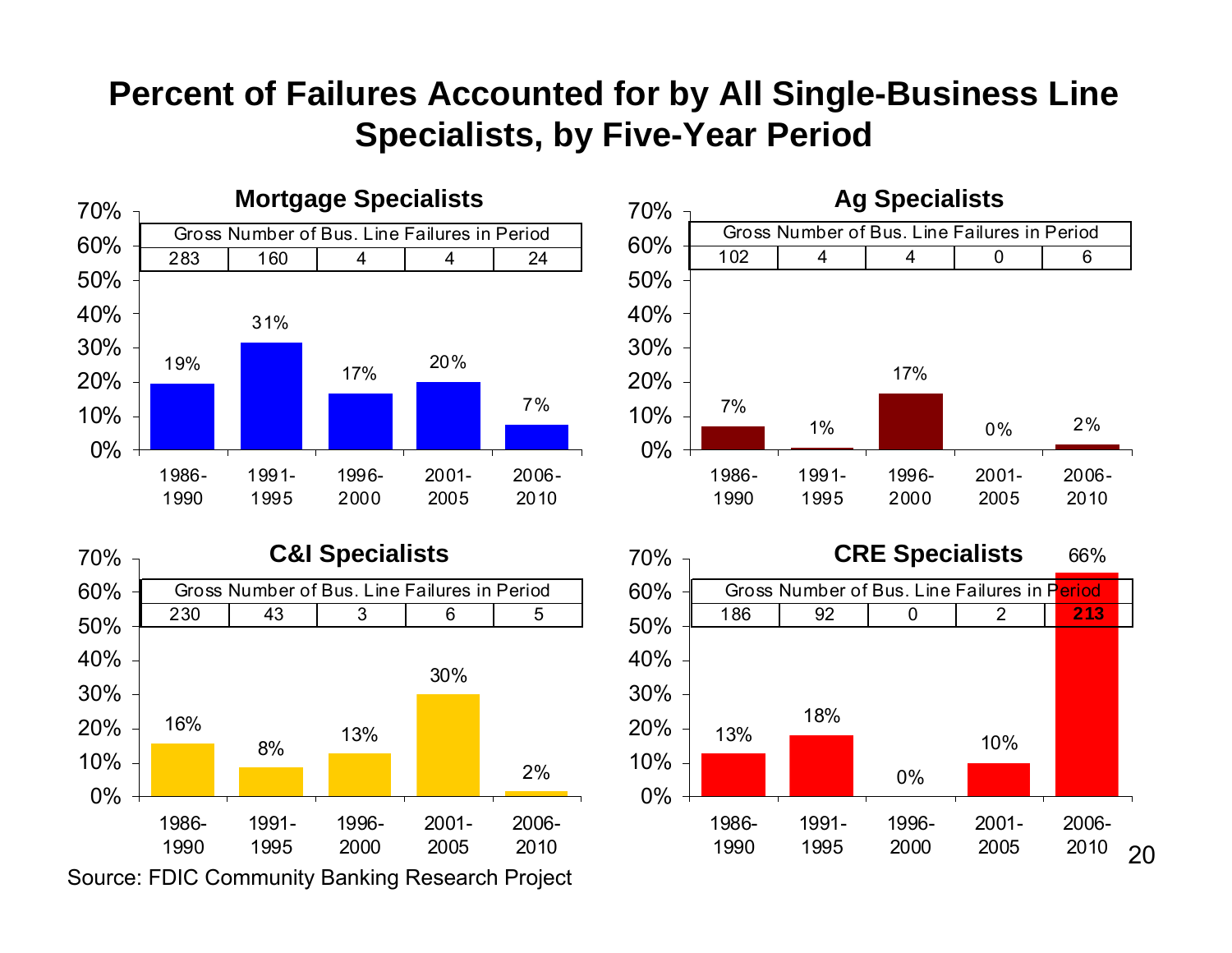# Percent of Failures Accounted for by All Single-Business Line Specialists, by Five-Year Period

## Mortgage Specialists

| | 1986-1990 | 1991-1995 | 1996-2000 | 2001-2005 | 2006-2010 |
|---|---|---|---|---|---|
| Gross Number of Bus. Line Failures in Period | 283 | 160 | 4 | 4 | 24 |
| Percent of Failures | 19% | 31% | 17% | 20% | 7% |

## Ag Specialists

| | 1986-1990 | 1991-1995 | 1996-2000 | 2001-2005 | 2006-2010 |
|---|---|---|---|---|---|
| Gross Number of Bus. Line Failures in Period | 102 | 4 | 4 | 0 | 6 |
| Percent of Failures | 7% | 1% | 17% | 0% | 2% |

## C&I Specialists

| | 1986-1990 | 1991-1995 | 1996-2000 | 2001-2005 | 2006-2010 |
|---|---|---|---|---|---|
| Gross Number of Bus. Line Failures in Period | 230 | 43 | 3 | 6 | 5 |
| Percent of Failures | 16% | 8% | 13% | 30% | 2% |

## CRE Specialists

| | 1986-1990 | 1991-1995 | 1996-2000 | 2001-2005 | 2006-2010 |
|---|---|---|---|---|---|
| Gross Number of Bus. Line Failures in Period | 186 | 92 | 0 | 2 | **213** |
| Percent of Failures | 13% | 18% | 0% | 10% | 66% |

Source: FDIC Community Banking Research Project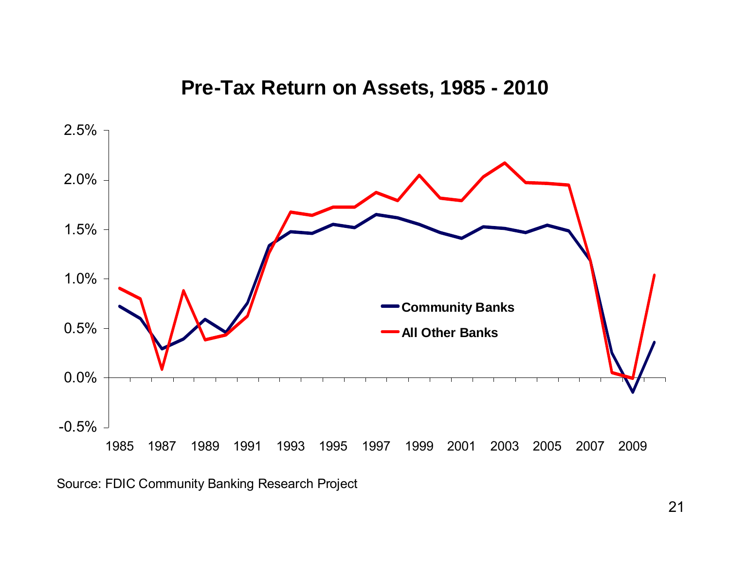# Pre-Tax Return on Assets, 1985 - 2010

Community Banks

All Other Banks

2.5%
2.0%
1.5%
1.0%
0.5%
0.0%
-0.5%

1985 1987 1989 1991 1993 1995 1997 1999 2001 2003 2005 2007 2009

Source: FDIC Community Banking Research Project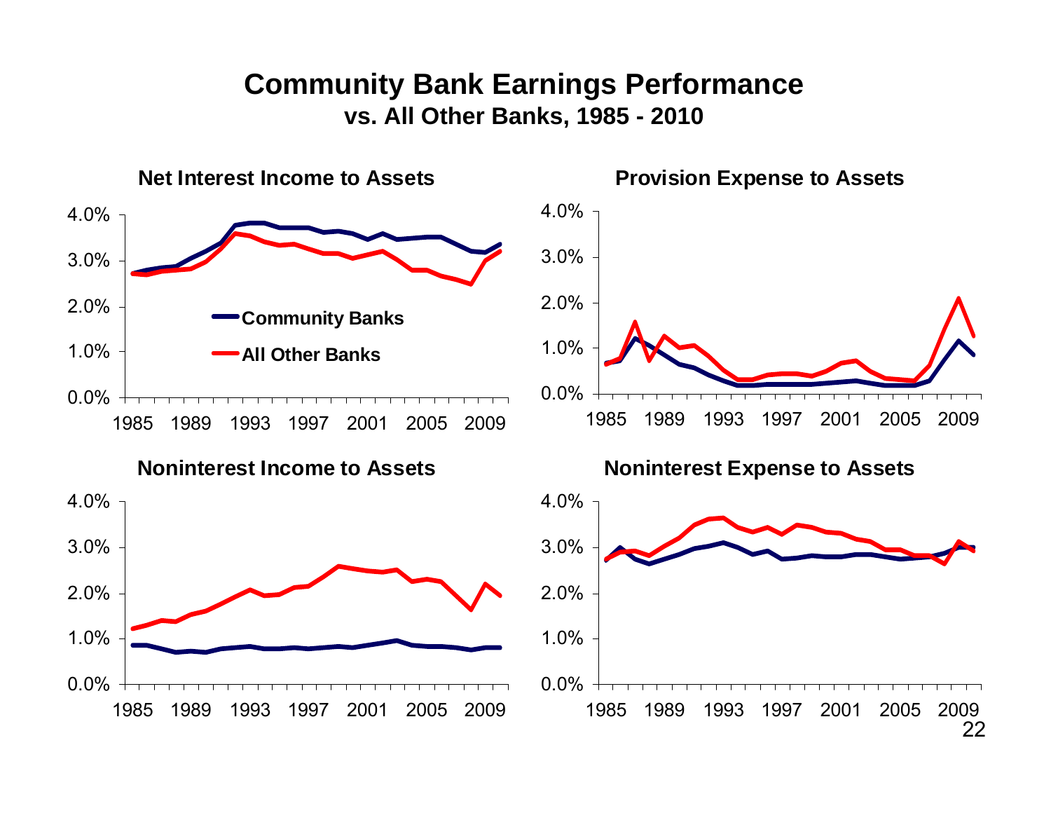# Community Bank Earnings Performance

**vs. All Other Banks, 1985 - 2010**

### Net Interest Income to Assets

### Provision Expense to Assets

### Noninterest Income to Assets

### Noninterest Expense to Assets

Community Banks

All Other Banks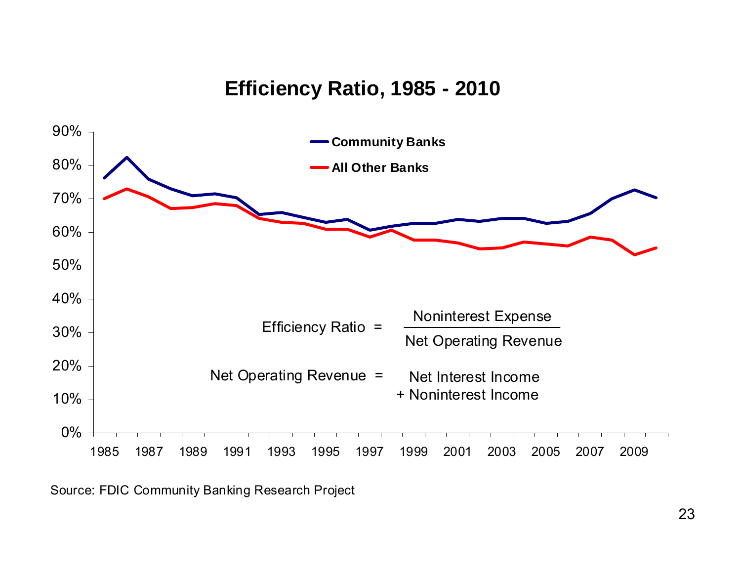# Efficiency Ratio, 1985 - 2010

**Community Banks**

**All Other Banks**

$$\text{Efficiency Ratio} = \frac{\text{Noninterest Expense}}{\text{Net Operating Revenue}}$$

$$\text{Net Operating Revenue} = \text{Net Interest Income} + \text{Noninterest Income}$$

Source: FDIC Community Banking Research Project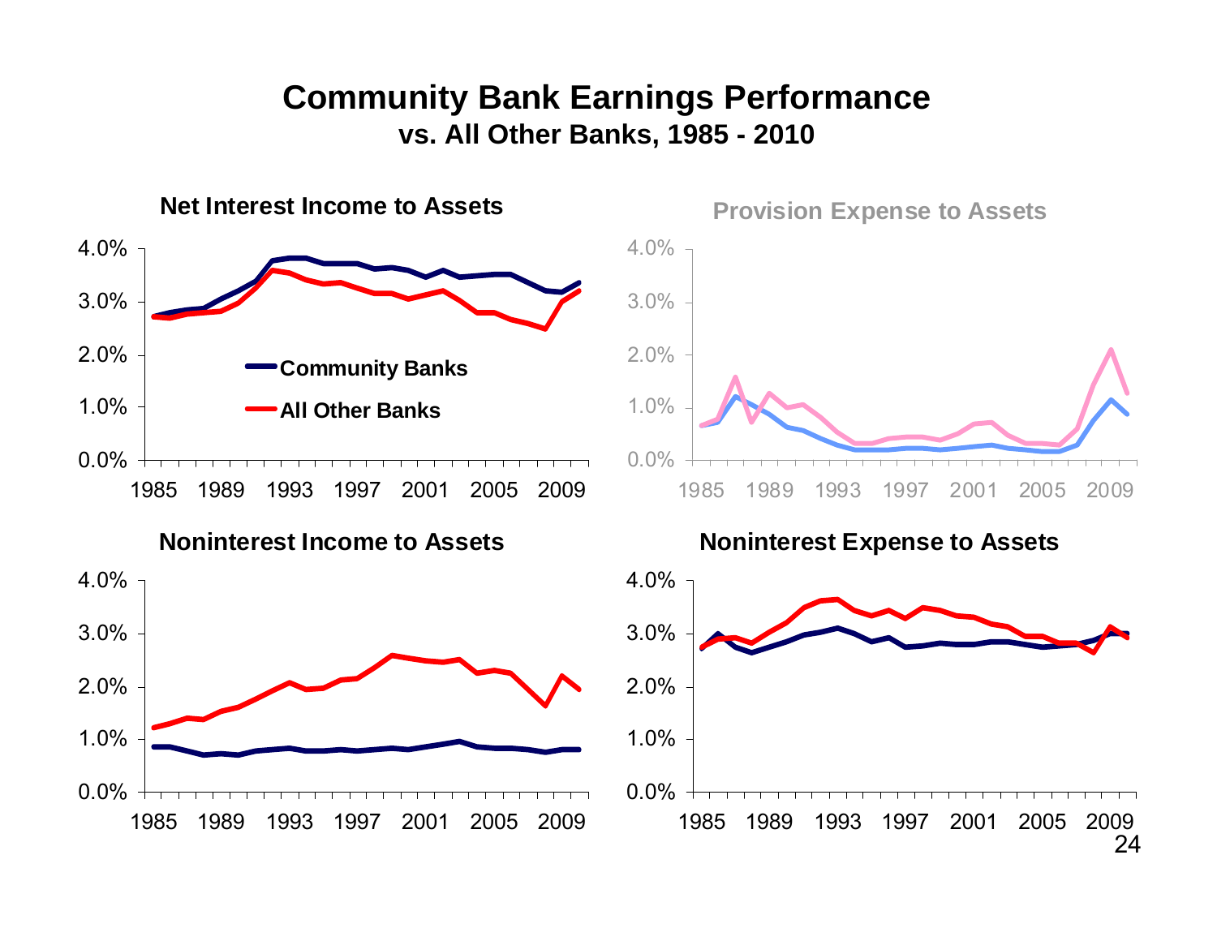# Community Bank Earnings Performance

## vs. All Other Banks, 1985 - 2010

### Net Interest Income to Assets

- Community Banks
- All Other Banks

### Provision Expense to Assets

### Noninterest Income to Assets

### Noninterest Expense to Assets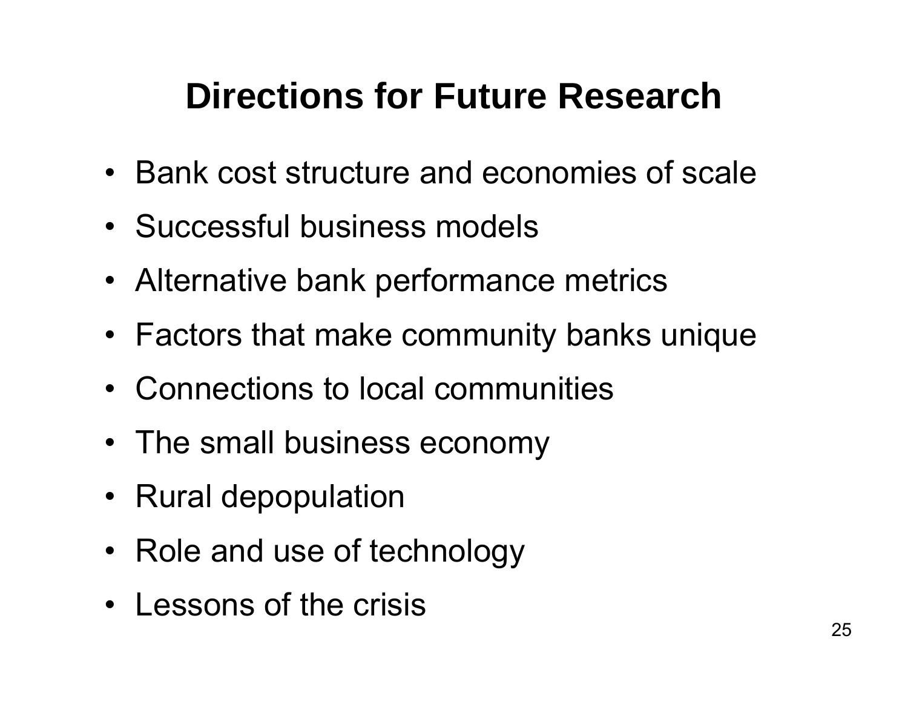# Directions for Future Research

- Bank cost structure and economies of scale
- Successful business models
- Alternative bank performance metrics
- Factors that make community banks unique
- Connections to local communities
- The small business economy
- Rural depopulation
- Role and use of technology
- Lessons of the crisis